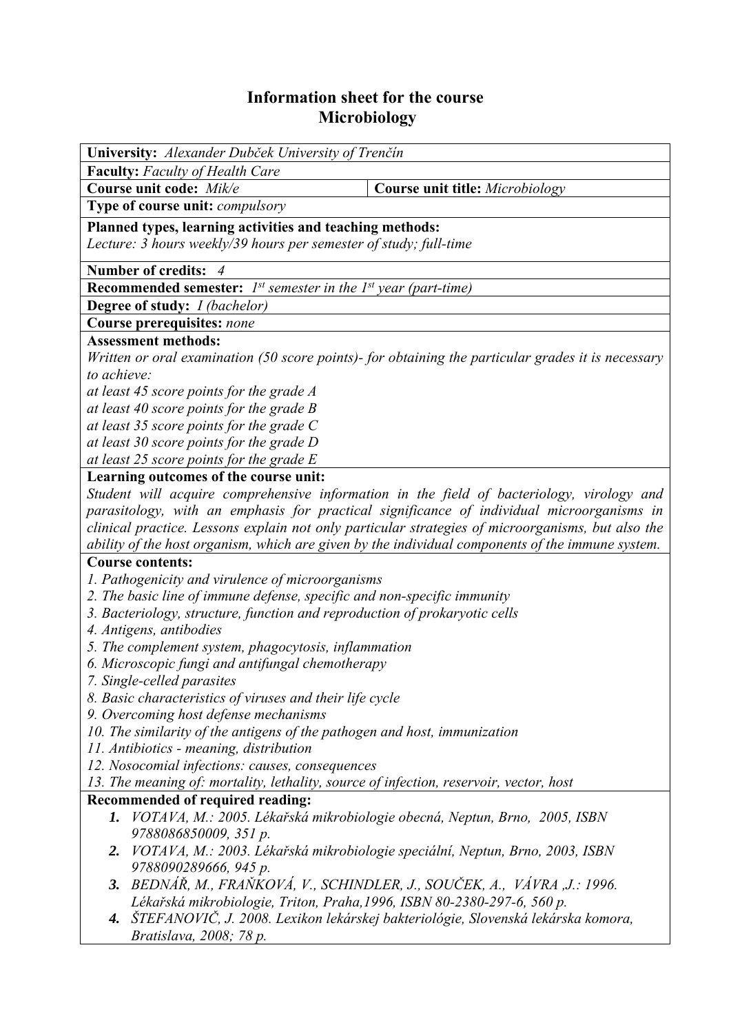# Information sheet for the course
# Microbiology

**University:** *Alexander Dubček University of Trenčín*

**Faculty:** *Faculty of Health Care*

**Course unit code:** *Mik/e* | **Course unit title:** *Microbiology*

**Type of course unit:** *compulsory*

**Planned types, learning activities and teaching methods:**
*Lecture: 3 hours weekly/39 hours per semester of study; full-time*

**Number of credits:** *4*

**Recommended semester:** *1st semester in the 1st year (part-time)*

**Degree of study:** *I (bachelor)*

**Course prerequisites:** *none*

**Assessment methods:**
*Written or oral examination (50 score points)- for obtaining the particular grades it is necessary to achieve:*
*at least 45 score points for the grade A*
*at least 40 score points for the grade B*
*at least 35 score points for the grade C*
*at least 30 score points for the grade D*
*at least 25 score points for the grade E*

**Learning outcomes of the course unit:**
*Student will acquire comprehensive information in the field of bacteriology, virology and parasitology, with an emphasis for practical significance of individual microorganisms in clinical practice. Lessons explain not only particular strategies of microorganisms, but also the ability of the host organism, which are given by the individual components of the immune system.*

**Course contents:**
*1. Pathogenicity and virulence of microorganisms*
*2. The basic line of immune defense, specific and non-specific immunity*
*3. Bacteriology, structure, function and reproduction of prokaryotic cells*
*4. Antigens, antibodies*
*5. The complement system, phagocytosis, inflammation*
*6. Microscopic fungi and antifungal chemotherapy*
*7. Single-celled parasites*
*8. Basic characteristics of viruses and their life cycle*
*9. Overcoming host defense mechanisms*
*10. The similarity of the antigens of the pathogen and host, immunization*
*11. Antibiotics - meaning, distribution*
*12. Nosocomial infections: causes, consequences*
*13. The meaning of: mortality, lethality, source of infection, reservoir, vector, host*

**Recommended of required reading:**
1. *VOTAVA, M.: 2005. Lékařská mikrobiologie obecná, Neptun, Brno, 2005, ISBN 9788086850009, 351 p.*
2. *VOTAVA, M.: 2003. Lékařská mikrobiologie speciální, Neptun, Brno, 2003, ISBN 9788090289666, 945 p.*
3. *BEDNÁŘ, M., FRAŇKOVÁ, V., SCHINDLER, J., SOUČEK, A., VÁVRA ,J.: 1996. Lékařská mikrobiologie, Triton, Praha,1996, ISBN 80-2380-297-6, 560 p.*
4. *ŠTEFANOVIČ, J. 2008. Lexikon lekárskej bakteriológie, Slovenská lekárska komora, Bratislava, 2008; 78 p.*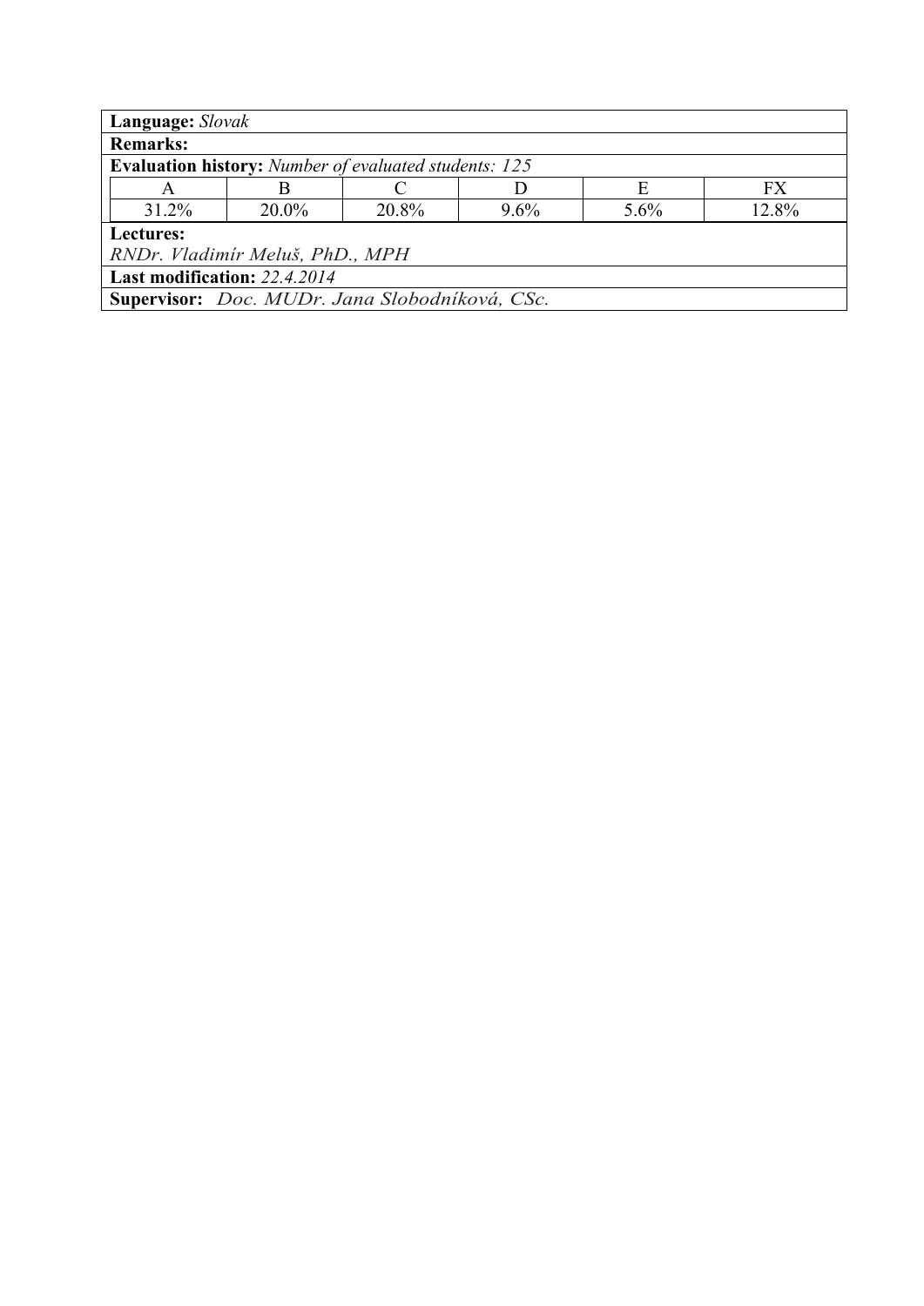**Language:** *Slovak*

**Remarks:**

**Evaluation history:** *Number of evaluated students: 125*

| A | B | C | D | E | FX |
|---|---|---|---|---|---|
| 31.2% | 20.0% | 20.8% | 9.6% | 5.6% | 12.8% |

**Lectures:**

*RNDr. Vladimír Meluš, PhD., MPH*

**Last modification:** *22.4.2014*

**Supervisor:** *Doc. MUDr. Jana Slobodníková, CSc.*